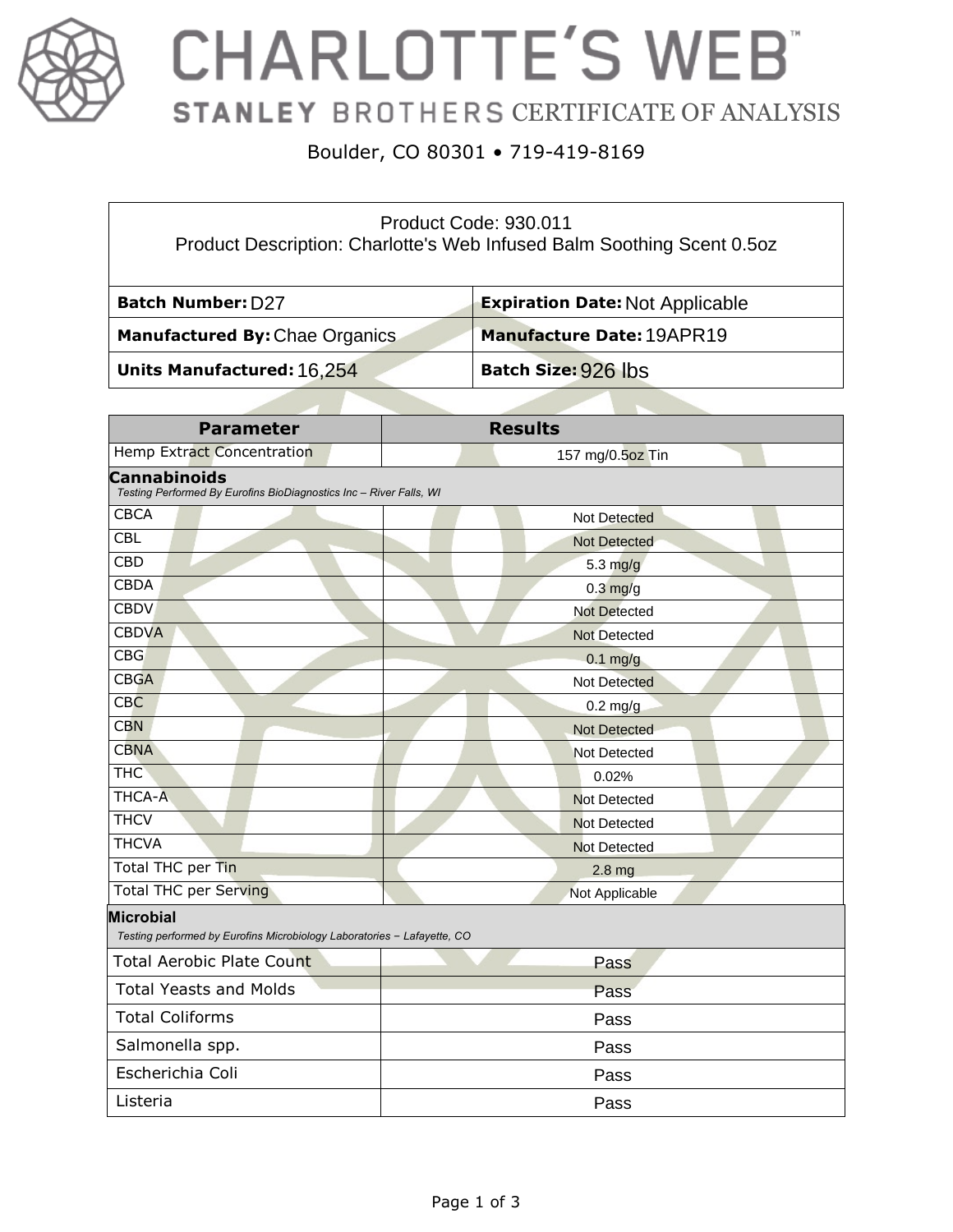# CHARLOTTE'S WEB™

## STANLEY BROTHERS CERTIFICATE OF ANALYSIS

Boulder, CO 80301 • 719-419-8169

| Product Code: 930.011<br>Product Description: Charlotte's Web Infused Balm Soothing Scent 0.5oz | |
|---|---|
| **Batch Number:** D27 | **Expiration Date:** Not Applicable |
| **Manufactured By:** Chae Organics | **Manufacture Date:** 19APR19 |
| **Units Manufactured:** 16,254 | **Batch Size:** 926 lbs |

| Parameter | Results |
|---|---|
| Hemp Extract Concentration | 157 mg/0.5oz Tin |
| **Cannabinoids**<br>*Testing Performed By Eurofins BioDiagnostics Inc – River Falls, WI* | |
| CBCA | Not Detected |
| CBL | Not Detected |
| CBD | 5.3 mg/g |
| CBDA | 0.3 mg/g |
| CBDV | Not Detected |
| CBDVA | Not Detected |
| CBG | 0.1 mg/g |
| CBGA | Not Detected |
| CBC | 0.2 mg/g |
| CBN | Not Detected |
| CBNA | Not Detected |
| THC | 0.02% |
| THCA-A | Not Detected |
| THCV | Not Detected |
| THCVA | Not Detected |
| Total THC per Tin | 2.8 mg |
| Total THC per Serving | Not Applicable |
| **Microbial**<br>*Testing performed by Eurofins Microbiology Laboratories – Lafayette, CO* | |
| Total Aerobic Plate Count | Pass |
| Total Yeasts and Molds | Pass |
| Total Coliforms | Pass |
| Salmonella spp. | Pass |
| Escherichia Coli | Pass |
| Listeria | Pass |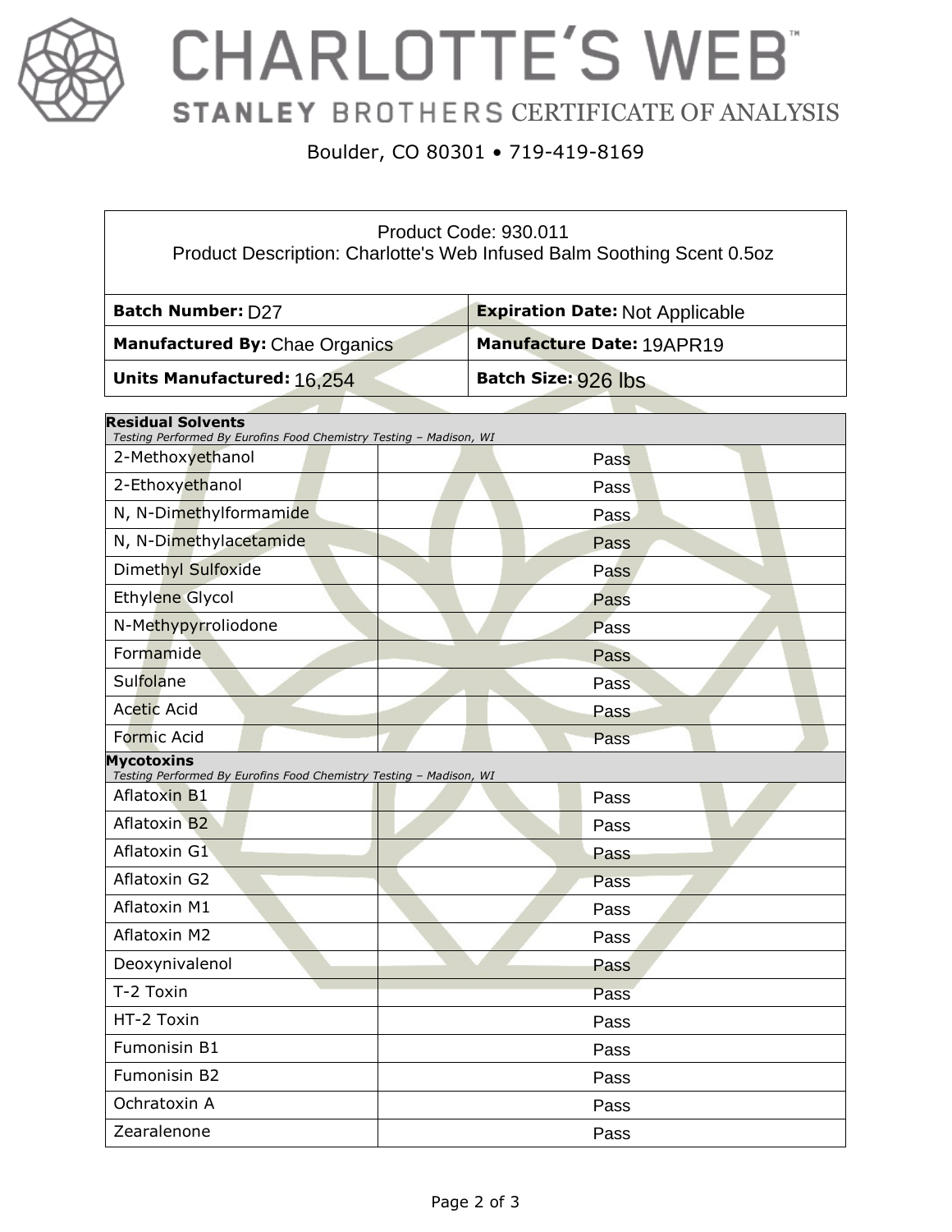# CHARLOTTE'S WEB™

## STANLEY BROTHERS CERTIFICATE OF ANALYSIS

Boulder, CO 80301 • 719-419-8169

Product Code: 930.011
Product Description: Charlotte's Web Infused Balm Soothing Scent 0.5oz

| **Batch Number:** D27 | **Expiration Date:** Not Applicable |
|---|---|
| **Manufactured By:** Chae Organics | **Manufacture Date:** 19APR19 |
| **Units Manufactured:** 16,254 | **Batch Size:** 926 lbs |

| **Residual Solvents** *Testing Performed By Eurofins Food Chemistry Testing – Madison, WI* | |
|---|---|
| 2-Methoxyethanol | Pass |
| 2-Ethoxyethanol | Pass |
| N, N-Dimethylformamide | Pass |
| N, N-Dimethylacetamide | Pass |
| Dimethyl Sulfoxide | Pass |
| Ethylene Glycol | Pass |
| N-Methypyrroliodone | Pass |
| Formamide | Pass |
| Sulfolane | Pass |
| Acetic Acid | Pass |
| Formic Acid | Pass |

| **Mycotoxins** *Testing Performed By Eurofins Food Chemistry Testing – Madison, WI* | |
|---|---|
| Aflatoxin B1 | Pass |
| Aflatoxin B2 | Pass |
| Aflatoxin G1 | Pass |
| Aflatoxin G2 | Pass |
| Aflatoxin M1 | Pass |
| Aflatoxin M2 | Pass |
| Deoxynivalenol | Pass |
| T-2 Toxin | Pass |
| HT-2 Toxin | Pass |
| Fumonisin B1 | Pass |
| Fumonisin B2 | Pass |
| Ochratoxin A | Pass |
| Zearalenone | Pass |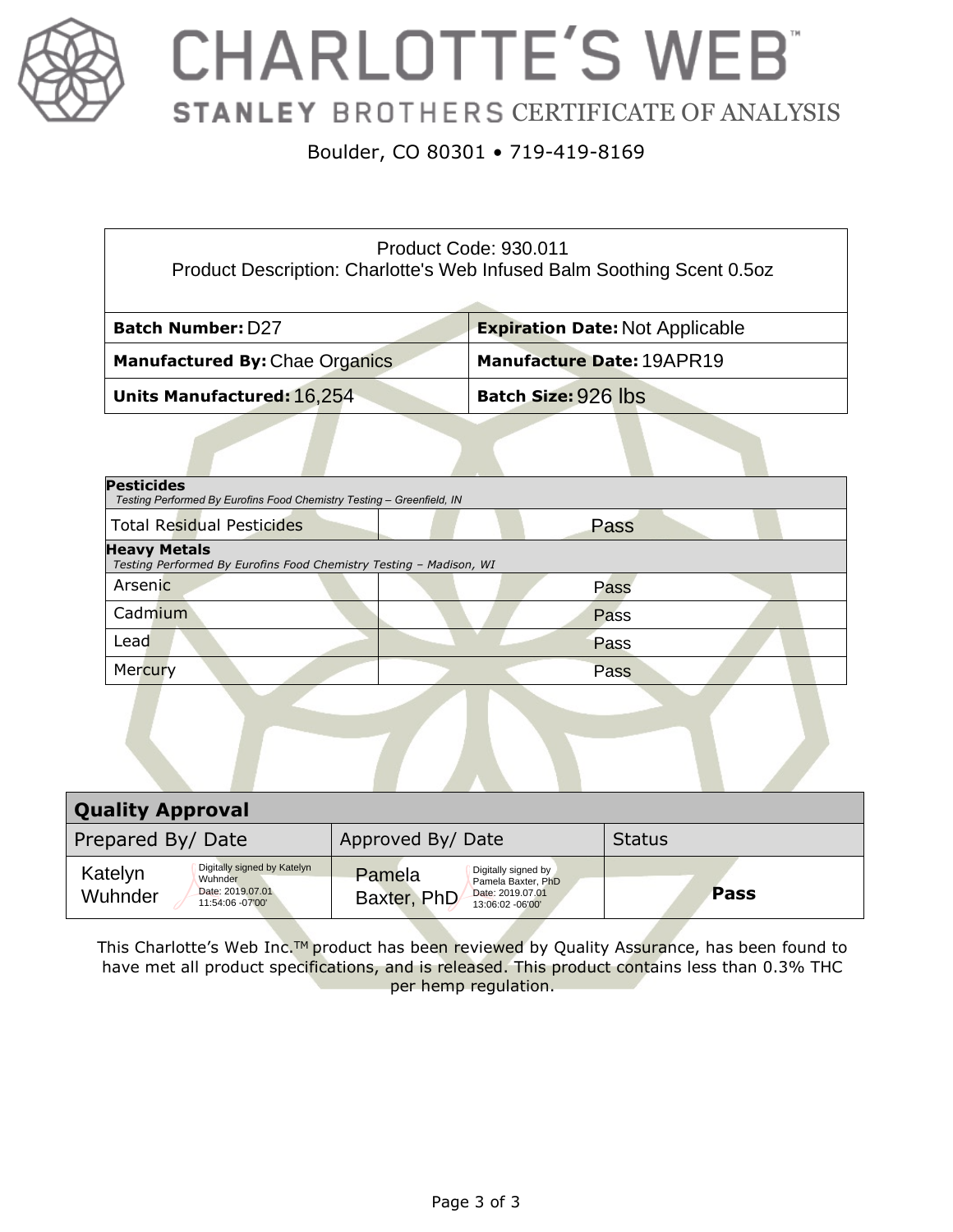# CHARLOTTE'S WEB™

## STANLEY BROTHERS CERTIFICATE OF ANALYSIS

Boulder, CO 80301 • 719-419-8169

Product Code: 930.011
Product Description: Charlotte's Web Infused Balm Soothing Scent 0.5oz

| | |
|---|---|
| **Batch Number:** D27 | **Expiration Date:** Not Applicable |
| **Manufactured By:** Chae Organics | **Manufacture Date:** 19APR19 |
| **Units Manufactured:** 16,254 | **Batch Size:** 926 lbs |

| **Pesticides** *Testing Performed By Eurofins Food Chemistry Testing – Greenfield, IN* | |
|---|---|
| Total Residual Pesticides | Pass |
| **Heavy Metals** *Testing Performed By Eurofins Food Chemistry Testing – Madison, WI* | |
| Arsenic | Pass |
| Cadmium | Pass |
| Lead | Pass |
| Mercury | Pass |

| **Quality Approval** | | |
|---|---|---|
| Prepared By/ Date | Approved By/ Date | Status |
| Katelyn Wuhnder (Digitally signed by Katelyn Wuhnder Date: 2019.07.01 11:54:06 -07'00') | Pamela Baxter, PhD (Digitally signed by Pamela Baxter, PhD Date: 2019.07.01 13:06:02 -06'00') | **Pass** |

This Charlotte's Web Inc.™ product has been reviewed by Quality Assurance, has been found to have met all product specifications, and is released. This product contains less than 0.3% THC per hemp regulation.